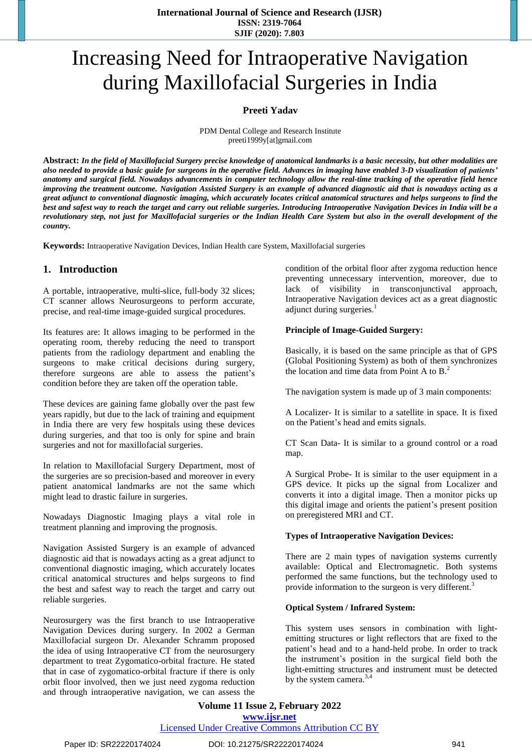# Increasing Need for Intraoperative Navigation during Maxillofacial Surgeries in India

**Preeti Yadav**

PDM Dental College and Research Institute
preeti1999y[at]gmail.com

**Abstract:** ***In the field of Maxillofacial Surgery precise knowledge of anatomical landmarks is a basic necessity, but other modalities are also needed to provide a basic guide for surgeons in the operative field. Advances in imaging have enabled 3-D visualization of patients' anatomy and surgical field. Nowadays advancements in computer technology allow the real-time tracking of the operative field hence improving the treatment outcome. Navigation Assisted Surgery is an example of advanced diagnostic aid that is nowadays acting as a great adjunct to conventional diagnostic imaging, which accurately locates critical anatomical structures and helps surgeons to find the best and safest way to reach the target and carry out reliable surgeries. Introducing Intraoperative Navigation Devices in India will be a revolutionary step, not just for Maxillofacial surgeries or the Indian Health Care System but also in the overall development of the country.***

**Keywords:** Intraoperative Navigation Devices, Indian Health care System, Maxillofacial surgeries

## 1. Introduction

A portable, intraoperative, multi-slice, full-body 32 slices; CT scanner allows Neurosurgeons to perform accurate, precise, and real-time image-guided surgical procedures.

Its features are: It allows imaging to be performed in the operating room, thereby reducing the need to transport patients from the radiology department and enabling the surgeons to make critical decisions during surgery, therefore surgeons are able to assess the patient's condition before they are taken off the operation table.

These devices are gaining fame globally over the past few years rapidly, but due to the lack of training and equipment in India there are very few hospitals using these devices during surgeries, and that too is only for spine and brain surgeries and not for maxillofacial surgeries.

In relation to Maxillofacial Surgery Department, most of the surgeries are so precision-based and moreover in every patient anatomical landmarks are not the same which might lead to drastic failure in surgeries.

Nowadays Diagnostic Imaging plays a vital role in treatment planning and improving the prognosis.

Navigation Assisted Surgery is an example of advanced diagnostic aid that is nowadays acting as a great adjunct to conventional diagnostic imaging, which accurately locates critical anatomical structures and helps surgeons to find the best and safest way to reach the target and carry out reliable surgeries.

Neurosurgery was the first branch to use Intraoperative Navigation Devices during surgery. In 2002 a German Maxillofacial surgeon Dr. Alexander Schramm proposed the idea of using Intraoperative CT from the neurosurgery department to treat Zygomatico-orbital fracture. He stated that in case of zygomatico-orbital fracture if there is only orbit floor involved, then we just need zygoma reduction and through intraoperative navigation, we can assess the condition of the orbital floor after zygoma reduction hence preventing unnecessary intervention, moreover, due to lack of visibility in transconjunctival approach, Intraoperative Navigation devices act as a great diagnostic adjunct during surgeries.[1]

**Principle of Image-Guided Surgery:**

Basically, it is based on the same principle as that of GPS (Global Positioning System) as both of them synchronizes the location and time data from Point A to B.[2]

The navigation system is made up of 3 main components:

A Localizer- It is similar to a satellite in space. It is fixed on the Patient's head and emits signals.

CT Scan Data- It is similar to a ground control or a road map.

A Surgical Probe- It is similar to the user equipment in a GPS device. It picks up the signal from Localizer and converts it into a digital image. Then a monitor picks up this digital image and orients the patient's present position on preregistered MRI and CT.

**Types of Intraoperative Navigation Devices:**

There are 2 main types of navigation systems currently available: Optical and Electromagnetic. Both systems performed the same functions, but the technology used to provide information to the surgeon is very different.[3]

**Optical System / Infrared System:**

This system uses sensors in combination with light-emitting structures or light reflectors that are fixed to the patient's head and to a hand-held probe. In order to track the instrument's position in the surgical field both the light-emitting structures and instrument must be detected by the system camera.[3,4]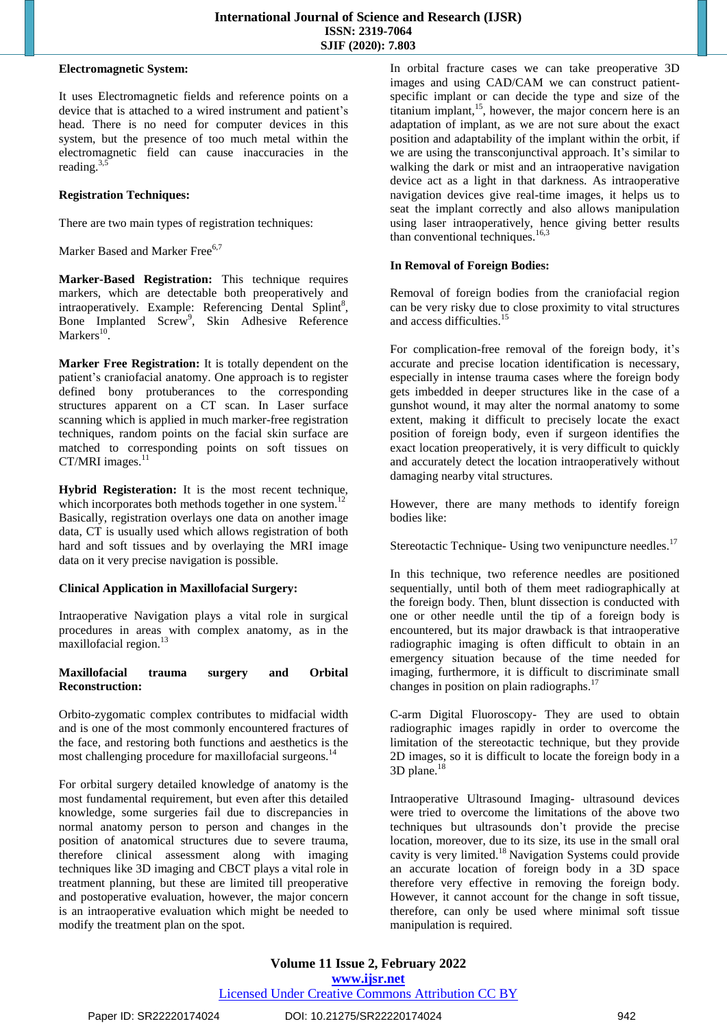**Electromagnetic System:**

It uses Electromagnetic fields and reference points on a device that is attached to a wired instrument and patient's head. There is no need for computer devices in this system, but the presence of too much metal within the electromagnetic field can cause inaccuracies in the reading.[3,5]

**Registration Techniques:**

There are two main types of registration techniques:

Marker Based and Marker Free[6,7]

**Marker-Based Registration:** This technique requires markers, which are detectable both preoperatively and intraoperatively. Example: Referencing Dental Splint[8], Bone Implanted Screw[9], Skin Adhesive Reference Markers[10].

**Marker Free Registration:** It is totally dependent on the patient's craniofacial anatomy. One approach is to register defined bony protuberances to the corresponding structures apparent on a CT scan. In Laser surface scanning which is applied in much marker-free registration techniques, random points on the facial skin surface are matched to corresponding points on soft tissues on CT/MRI images.[11]

**Hybrid Registeration:** It is the most recent technique, which incorporates both methods together in one system.[12] Basically, registration overlays one data on another image data, CT is usually used which allows registration of both hard and soft tissues and by overlaying the MRI image data on it very precise navigation is possible.

**Clinical Application in Maxillofacial Surgery:**

Intraoperative Navigation plays a vital role in surgical procedures in areas with complex anatomy, as in the maxillofacial region.[13]

**Maxillofacial trauma surgery and Orbital Reconstruction:**

Orbito-zygomatic complex contributes to midfacial width and is one of the most commonly encountered fractures of the face, and restoring both functions and aesthetics is the most challenging procedure for maxillofacial surgeons.[14]

For orbital surgery detailed knowledge of anatomy is the most fundamental requirement, but even after this detailed knowledge, some surgeries fail due to discrepancies in normal anatomy person to person and changes in the position of anatomical structures due to severe trauma, therefore clinical assessment along with imaging techniques like 3D imaging and CBCT plays a vital role in treatment planning, but these are limited till preoperative and postoperative evaluation, however, the major concern is an intraoperative evaluation which might be needed to modify the treatment plan on the spot.

In orbital fracture cases we can take preoperative 3D images and using CAD/CAM we can construct patient-specific implant or can decide the type and size of the titanium implant,[15], however, the major concern here is an adaptation of implant, as we are not sure about the exact position and adaptability of the implant within the orbit, if we are using the transconjunctival approach. It's similar to walking the dark or mist and an intraoperative navigation device act as a light in that darkness. As intraoperative navigation devices give real-time images, it helps us to seat the implant correctly and also allows manipulation using laser intraoperatively, hence giving better results than conventional techniques.[16,3]

**In Removal of Foreign Bodies:**

Removal of foreign bodies from the craniofacial region can be very risky due to close proximity to vital structures and access difficulties.[15]

For complication-free removal of the foreign body, it's accurate and precise location identification is necessary, especially in intense trauma cases where the foreign body gets imbedded in deeper structures like in the case of a gunshot wound, it may alter the normal anatomy to some extent, making it difficult to precisely locate the exact position of foreign body, even if surgeon identifies the exact location preoperatively, it is very difficult to quickly and accurately detect the location intraoperatively without damaging nearby vital structures.

However, there are many methods to identify foreign bodies like:

Stereotactic Technique- Using two venipuncture needles.[17]

In this technique, two reference needles are positioned sequentially, until both of them meet radiographically at the foreign body. Then, blunt dissection is conducted with one or other needle until the tip of a foreign body is encountered, but its major drawback is that intraoperative radiographic imaging is often difficult to obtain in an emergency situation because of the time needed for imaging, furthermore, it is difficult to discriminate small changes in position on plain radiographs.[17]

C-arm Digital Fluoroscopy- They are used to obtain radiographic images rapidly in order to overcome the limitation of the stereotactic technique, but they provide 2D images, so it is difficult to locate the foreign body in a 3D plane.[18]

Intraoperative Ultrasound Imaging- ultrasound devices were tried to overcome the limitations of the above two techniques but ultrasounds don't provide the precise location, moreover, due to its size, its use in the small oral cavity is very limited.[18] Navigation Systems could provide an exact location of foreign body in a 3D space therefore very effective in removing the foreign body. However, it cannot account for the change in soft tissue, therefore, can only be used where minimal soft tissue manipulation is required.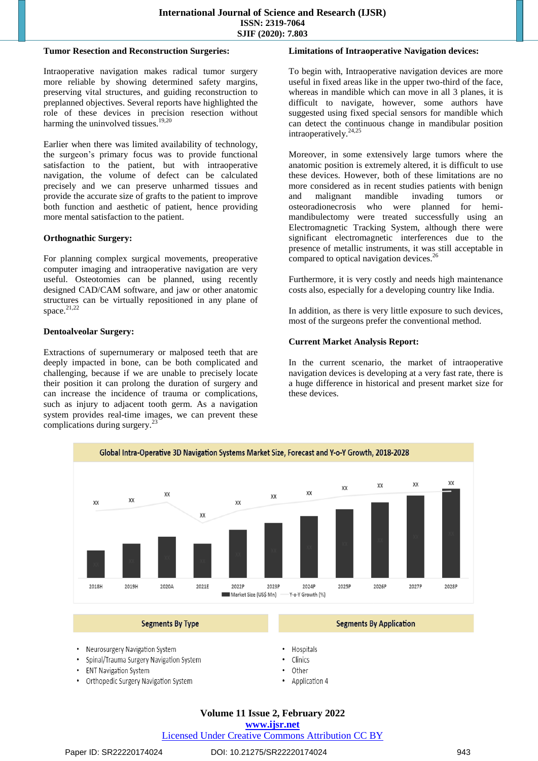**Tumor Resection and Reconstruction Surgeries:**

Intraoperative navigation makes radical tumor surgery more reliable by showing determined safety margins, preserving vital structures, and guiding reconstruction to preplanned objectives. Several reports have highlighted the role of these devices in precision resection without harming the uninvolved tissues.[19,20]

Earlier when there was limited availability of technology, the surgeon's primary focus was to provide functional satisfaction to the patient, but with intraoperative navigation, the volume of defect can be calculated precisely and we can preserve unharmed tissues and provide the accurate size of grafts to the patient to improve both function and aesthetic of patient, hence providing more mental satisfaction to the patient.

**Orthognathic Surgery:**

For planning complex surgical movements, preoperative computer imaging and intraoperative navigation are very useful. Osteotomies can be planned, using recently designed CAD/CAM software, and jaw or other anatomic structures can be virtually repositioned in any plane of space.[21,22]

**Dentoalveolar Surgery:**

Extractions of supernumerary or malposed teeth that are deeply impacted in bone, can be both complicated and challenging, because if we are unable to precisely locate their position it can prolong the duration of surgery and can increase the incidence of trauma or complications, such as injury to adjacent tooth germ. As a navigation system provides real-time images, we can prevent these complications during surgery.[23]

**Limitations of Intraoperative Navigation devices:**

To begin with, Intraoperative navigation devices are more useful in fixed areas like in the upper two-third of the face, whereas in mandible which can move in all 3 planes, it is difficult to navigate, however, some authors have suggested using fixed special sensors for mandible which can detect the continuous change in mandibular position intraoperatively.[24,25]

Moreover, in some extensively large tumors where the anatomic position is extremely altered, it is difficult to use these devices. However, both of these limitations are no more considered as in recent studies patients with benign and malignant mandible invading tumors or osteoradionecrosis who were planned for hemi-mandibulectomy were treated successfully using an Electromagnetic Tracking System, although there were significant electromagnetic interferences due to the presence of metallic instruments, it was still acceptable in compared to optical navigation devices.[26]

Furthermore, it is very costly and needs high maintenance costs also, especially for a developing country like India.

In addition, as there is very little exposure to such devices, most of the surgeons prefer the conventional method.

**Current Market Analysis Report:**

In the current scenario, the market of intraoperative navigation devices is developing at a very fast rate, there is a huge difference in historical and present market size for these devices.

Global Intra-Operative 3D Navigation Systems Market Size, Forecast and Y-o-Y Growth, 2018-2028

| | 2018H | 2019H | 2020A | 2021E | 2022P | 2023P | 2024P | 2025P | 2026P | 2027P | 2028P |
|---|---|---|---|---|---|---|---|---|---|---|---|
| Market Size (US$ Mn) | XX | XX | XX | XX | XX | XX | XX | XX | XX | XX | XX |
| Y-o-Y Growth (%) | XX | XX | XX | XX | XX | XX | XX | XX | XX | XX | XX |

**Segments By Type**

- Neurosurgery Navigation System
- Spinal/Trauma Surgery Navigation System
- ENT Navigation System
- Orthopedic Surgery Navigation System

**Segments By Application**

- Hospitals
- Clinics
- Other
- Application 4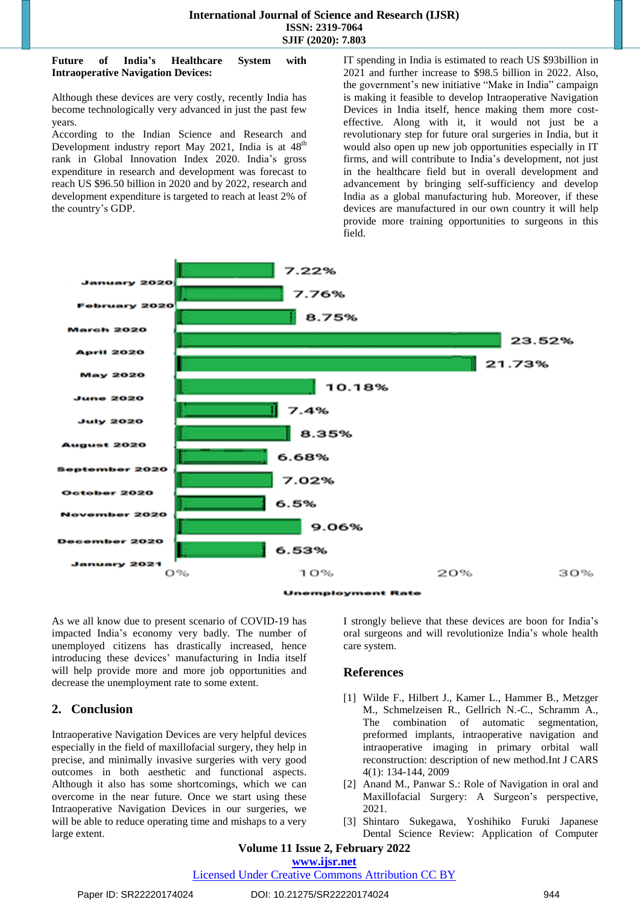**Future of India's Healthcare System with Intraoperative Navigation Devices:**

Although these devices are very costly, recently India has become technologically very advanced in just the past few years.

According to the Indian Science and Research and Development industry report May 2021, India is at 48th rank in Global Innovation Index 2020. India's gross expenditure in research and development was forecast to reach US $96.50 billion in 2020 and by 2022, research and development expenditure is targeted to reach at least 2% of the country's GDP.

IT spending in India is estimated to reach US $93billion in 2021 and further increase to $98.5 billion in 2022. Also, the government's new initiative "Make in India" campaign is making it feasible to develop Intraoperative Navigation Devices in India itself, hence making them more cost-effective. Along with it, it would not just be a revolutionary step for future oral surgeries in India, but it would also open up new job opportunities especially in IT firms, and will contribute to India's development, not just in the healthcare field but in overall development and advancement by bringing self-sufficiency and develop India as a global manufacturing hub. Moreover, if these devices are manufactured in our own country it will help provide more training opportunities to surgeons in this field.

| Month | Unemployment Rate |
|---|---|
| January 2020 | 7.22% |
| February 2020 | 7.76% |
| March 2020 | 8.75% |
| April 2020 | 23.52% |
| May 2020 | 21.73% |
| June 2020 | 10.18% |
| July 2020 | 7.4% |
| August 2020 | 8.35% |
| September 2020 | 6.68% |
| October 2020 | 7.02% |
| November 2020 | 6.5% |
| December 2020 | 9.06% |
| January 2021 | 6.53% |

As we all know due to present scenario of COVID-19 has impacted India's economy very badly. The number of unemployed citizens has drastically increased, hence introducing these devices' manufacturing in India itself will help provide more and more job opportunities and decrease the unemployment rate to some extent.

## 2. Conclusion

Intraoperative Navigation Devices are very helpful devices especially in the field of maxillofacial surgery, they help in precise, and minimally invasive surgeries with very good outcomes in both aesthetic and functional aspects. Although it also has some shortcomings, which we can overcome in the near future. Once we start using these Intraoperative Navigation Devices in our surgeries, we will be able to reduce operating time and mishaps to a very large extent.

I strongly believe that these devices are boon for India's oral surgeons and will revolutionize India's whole health care system.

## References

[1] Wilde F., Hilbert J., Kamer L., Hammer B., Metzger M., Schmelzeisen R., Gellrich N.-C., Schramm A., The combination of automatic segmentation, preformed implants, intraoperative navigation and intraoperative imaging in primary orbital wall reconstruction: description of new method.Int J CARS 4(1): 134-144, 2009

[2] Anand M., Panwar S.: Role of Navigation in oral and Maxillofacial Surgery: A Surgeon's perspective, 2021.

[3] Shintaro Sukegawa, Yoshihiko Furuki Japanese Dental Science Review: Application of Computer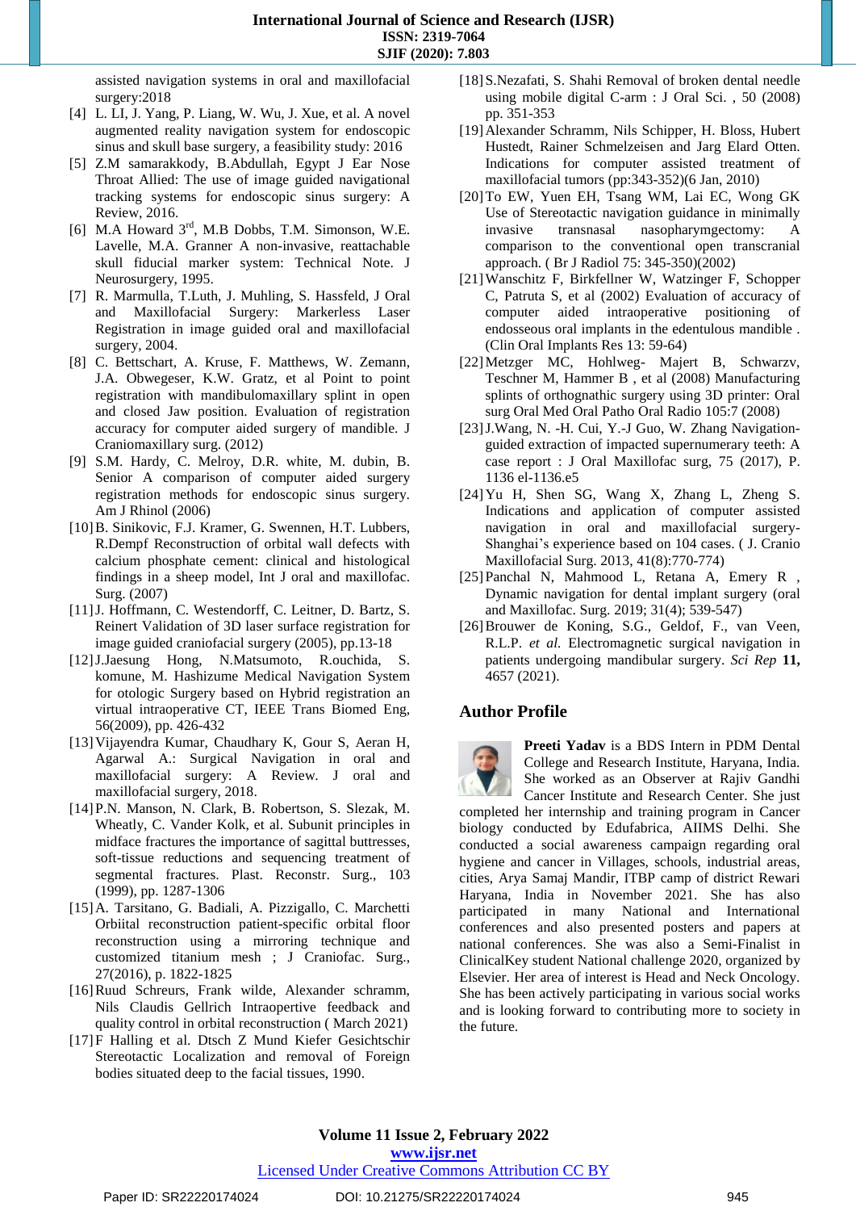assisted navigation systems in oral and maxillofacial surgery:2018

[4] L. LI, J. Yang, P. Liang, W. Wu, J. Xue, et al. A novel augmented reality navigation system for endoscopic sinus and skull base surgery, a feasibility study: 2016

[5] Z.M samarakkody, B.Abdullah, Egypt J Ear Nose Throat Allied: The use of image guided navigational tracking systems for endoscopic sinus surgery: A Review, 2016.

[6] M.A Howard 3rd, M.B Dobbs, T.M. Simonson, W.E. Lavelle, M.A. Granner A non-invasive, reattachable skull fiducial marker system: Technical Note. J Neurosurgery, 1995.

[7] R. Marmulla, T.Luth, J. Muhling, S. Hassfeld, J Oral and Maxillofacial Surgery: Markerless Laser Registration in image guided oral and maxillofacial surgery, 2004.

[8] C. Bettschart, A. Kruse, F. Matthews, W. Zemann, J.A. Obwegeser, K.W. Gratz, et al Point to point registration with mandibulomaxillary splint in open and closed Jaw position. Evaluation of registration accuracy for computer aided surgery of mandible. J Craniomaxillary surg. (2012)

[9] S.M. Hardy, C. Melroy, D.R. white, M. dubin, B. Senior A comparison of computer aided surgery registration methods for endoscopic sinus surgery. Am J Rhinol (2006)

[10] B. Sinikovic, F.J. Kramer, G. Swennen, H.T. Lubbers, R.Dempf Reconstruction of orbital wall defects with calcium phosphate cement: clinical and histological findings in a sheep model, Int J oral and maxillofac. Surg. (2007)

[11] J. Hoffmann, C. Westendorff, C. Leitner, D. Bartz, S. Reinert Validation of 3D laser surface registration for image guided craniofacial surgery (2005), pp.13-18

[12] J.Jaesung Hong, N.Matsumoto, R.ouchida, S. komune, M. Hashizume Medical Navigation System for otologic Surgery based on Hybrid registration an virtual intraoperative CT, IEEE Trans Biomed Eng, 56(2009), pp. 426-432

[13] Vijayendra Kumar, Chaudhary K, Gour S, Aeran H, Agarwal A.: Surgical Navigation in oral and maxillofacial surgery: A Review. J oral and maxillofacial surgery, 2018.

[14] P.N. Manson, N. Clark, B. Robertson, S. Slezak, M. Wheatly, C. Vander Kolk, et al. Subunit principles in midface fractures the importance of sagittal buttresses, soft-tissue reductions and sequencing treatment of segmental fractures. Plast. Reconstr. Surg., 103 (1999), pp. 1287-1306

[15] A. Tarsitano, G. Badiali, A. Pizzigallo, C. Marchetti Orbiital reconstruction patient-specific orbital floor reconstruction using a mirroring technique and customized titanium mesh ; J Craniofac. Surg., 27(2016), p. 1822-1825

[16] Ruud Schreurs, Frank wilde, Alexander schramm, Nils Claudis Gellrich Intraopertive feedback and quality control in orbital reconstruction ( March 2021)

[17] F Halling et al. Dtsch Z Mund Kiefer Gesichtschir Stereotactic Localization and removal of Foreign bodies situated deep to the facial tissues, 1990.

[18] S.Nezafati, S. Shahi Removal of broken dental needle using mobile digital C-arm : J Oral Sci. , 50 (2008) pp. 351-353

[19] Alexander Schramm, Nils Schipper, H. Bloss, Hubert Hustedt, Rainer Schmelzeisen and Jarg Elard Otten. Indications for computer assisted treatment of maxillofacial tumors (pp:343-352)(6 Jan, 2010)

[20] To EW, Yuen EH, Tsang WM, Lai EC, Wong GK Use of Stereotactic navigation guidance in minimally invasive transnasal nasopharymgectomy: A comparison to the conventional open transcranial approach. ( Br J Radiol 75: 345-350)(2002)

[21] Wanschitz F, Birkfellner W, Watzinger F, Schopper C, Patruta S, et al (2002) Evaluation of accuracy of computer aided intraoperative positioning of endosseous oral implants in the edentulous mandible . (Clin Oral Implants Res 13: 59-64)

[22] Metzger MC, Hohlweg- Majert B, Schwarzv, Teschner M, Hammer B , et al (2008) Manufacturing splints of orthognathic surgery using 3D printer: Oral surg Oral Med Oral Patho Oral Radio 105:7 (2008)

[23] J.Wang, N. -H. Cui, Y.-J Guo, W. Zhang Navigation-guided extraction of impacted supernumerary teeth: A case report : J Oral Maxillofac surg, 75 (2017), P. 1136 el-1136.e5

[24] Yu H, Shen SG, Wang X, Zhang L, Zheng S. Indications and application of computer assisted navigation in oral and maxillofacial surgery-Shanghai's experience based on 104 cases. ( J. Cranio Maxillofacial Surg. 2013, 41(8):770-774)

[25] Panchal N, Mahmood L, Retana A, Emery R , Dynamic navigation for dental implant surgery (oral and Maxillofac. Surg. 2019; 31(4); 539-547)

[26] Brouwer de Koning, S.G., Geldof, F., van Veen, R.L.P. *et al.* Electromagnetic surgical navigation in patients undergoing mandibular surgery. *Sci Rep* **11,** 4657 (2021).

## Author Profile

**Preeti Yadav** is a BDS Intern in PDM Dental College and Research Institute, Haryana, India. She worked as an Observer at Rajiv Gandhi Cancer Institute and Research Center. She just completed her internship and training program in Cancer biology conducted by Edufabrica, AIIMS Delhi. She conducted a social awareness campaign regarding oral hygiene and cancer in Villages, schools, industrial areas, cities, Arya Samaj Mandir, ITBP camp of district Rewari Haryana, India in November 2021. She has also participated in many National and International conferences and also presented posters and papers at national conferences. She was also a Semi-Finalist in ClinicalKey student National challenge 2020, organized by Elsevier. Her area of interest is Head and Neck Oncology. She has been actively participating in various social works and is looking forward to contributing more to society in the future.